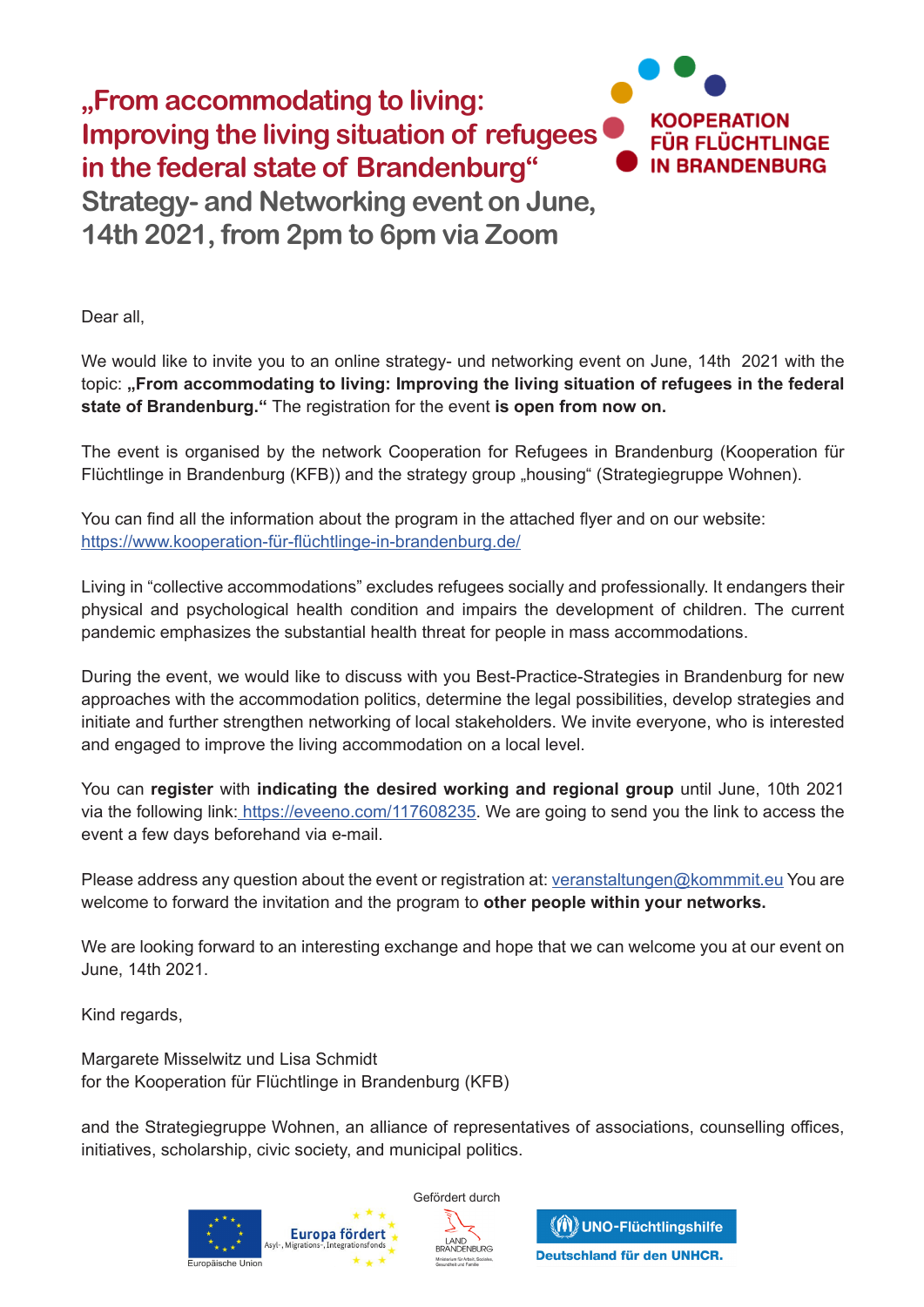# „From accommodating to living: Improving the living situation of refugees in the federal state of Brandenburg“

## Strategy- and Networking event on June, 14th 2021, from 2pm to 6pm via Zoom

KOOPERATION FÜR FLÜCHTLINGE IN BRANDENBURG

Dear all,

We would like to invite you to an online strategy- und networking event on June, 14th 2021 with the topic: **„From accommodating to living: Improving the living situation of refugees in the federal state of Brandenburg.“** The registration for the event **is open from now on.**

The event is organised by the network Cooperation for Refugees in Brandenburg (Kooperation für Flüchtlinge in Brandenburg (KFB)) and the strategy group „housing“ (Strategiegruppe Wohnen).

You can find all the information about the program in the attached flyer and on our website: https://www.kooperation-für-flüchtlinge-in-brandenburg.de/

Living in “collective accommodations” excludes refugees socially and professionally. It endangers their physical and psychological health condition and impairs the development of children. The current pandemic emphasizes the substantial health threat for people in mass accommodations.

During the event, we would like to discuss with you Best-Practice-Strategies in Brandenburg for new approaches with the accommodation politics, determine the legal possibilities, develop strategies and initiate and further strengthen networking of local stakeholders. We invite everyone, who is interested and engaged to improve the living accommodation on a local level.

You can **register** with **indicating the desired working and regional group** until June, 10th 2021 via the following link: https://eveeno.com/117608235. We are going to send you the link to access the event a few days beforehand via e-mail.

Please address any question about the event or registration at: veranstaltungen@kommmit.eu You are welcome to forward the invitation and the program to **other people within your networks.**

We are looking forward to an interesting exchange and hope that we can welcome you at our event on June, 14th 2021.

Kind regards,

Margarete Misselwitz und Lisa Schmidt
for the Kooperation für Flüchtlinge in Brandenburg (KFB)

and the Strategiegruppe Wohnen, an alliance of representatives of associations, counselling offices, initiatives, scholarship, civic society, and municipal politics.

Europäische Union | Europa fördert – Asyl-, Migrations-, Integrationsfonds | Gefördert durch Land Brandenburg – Ministerium für Arbeit, Soziales, Gesundheit und Familie | UNO-Flüchtlingshilfe – Deutschland für den UNHCR.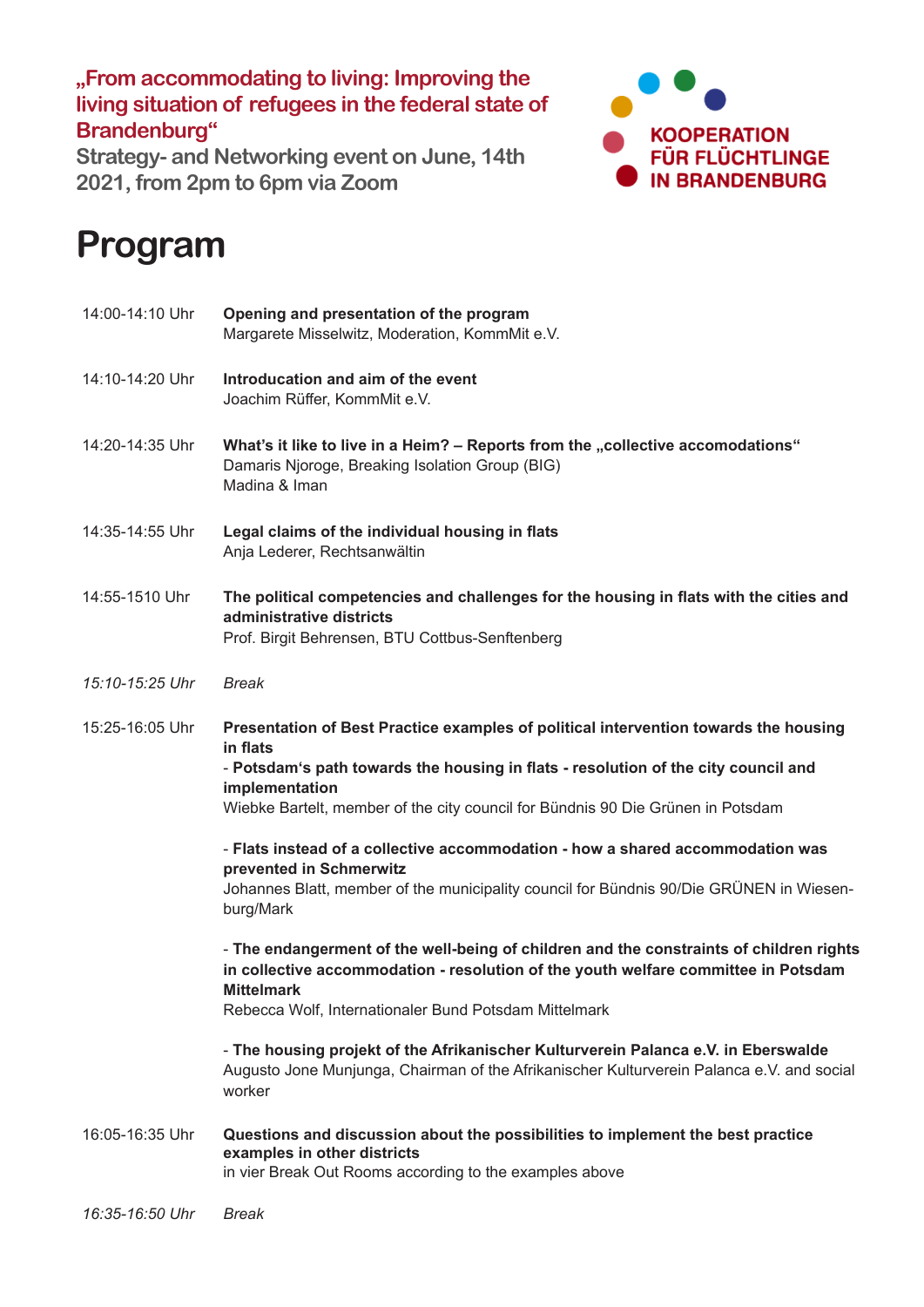**„From accommodating to living: Improving the living situation of refugees in the federal state of Brandenburg“**

**Strategy- and Networking event on June, 14th 2021, from 2pm to 6pm via Zoom**

KOOPERATION FÜR FLÜCHTLINGE IN BRANDENBURG

# Program

14:00-14:10 Uhr **Opening and presentation of the program**
Margarete Misselwitz, Moderation, KommMit e.V.

14:10-14:20 Uhr **Introducation and aim of the event**
Joachim Rüffer, KommMit e.V.

14:20-14:35 Uhr **What's it like to live in a Heim? – Reports from the „collective accomodations“**
Damaris Njoroge, Breaking Isolation Group (BIG)
Madina & Iman

14:35-14:55 Uhr **Legal claims of the individual housing in flats**
Anja Lederer, Rechtsanwältin

14:55-1510 Uhr **The political competencies and challenges for the housing in flats with the cities and administrative districts**
Prof. Birgit Behrensen, BTU Cottbus-Senftenberg

*15:10-15:25 Uhr* *Break*

15:25-16:05 Uhr **Presentation of Best Practice examples of political intervention towards the housing in flats**

- **Potsdam's path towards the housing in flats - resolution of the city council and implementation**
Wiebke Bartelt, member of the city council for Bündnis 90 Die Grünen in Potsdam

- **Flats instead of a collective accommodation - how a shared accommodation was prevented in Schmerwitz**
Johannes Blatt, member of the municipality council for Bündnis 90/Die GRÜNEN in Wiesenburg/Mark

- **The endangerment of the well-being of children and the constraints of children rights in collective accommodation - resolution of the youth welfare committee in Potsdam Mittelmark**
Rebecca Wolf, Internationaler Bund Potsdam Mittelmark

- **The housing projekt of the Afrikanischer Kulturverein Palanca e.V. in Eberswalde**
Augusto Jone Munjunga, Chairman of the Afrikanischer Kulturverein Palanca e.V. and social worker

16:05-16:35 Uhr **Questions and discussion about the possibilities to implement the best practice examples in other districts**
in vier Break Out Rooms according to the examples above

*16:35-16:50 Uhr* *Break*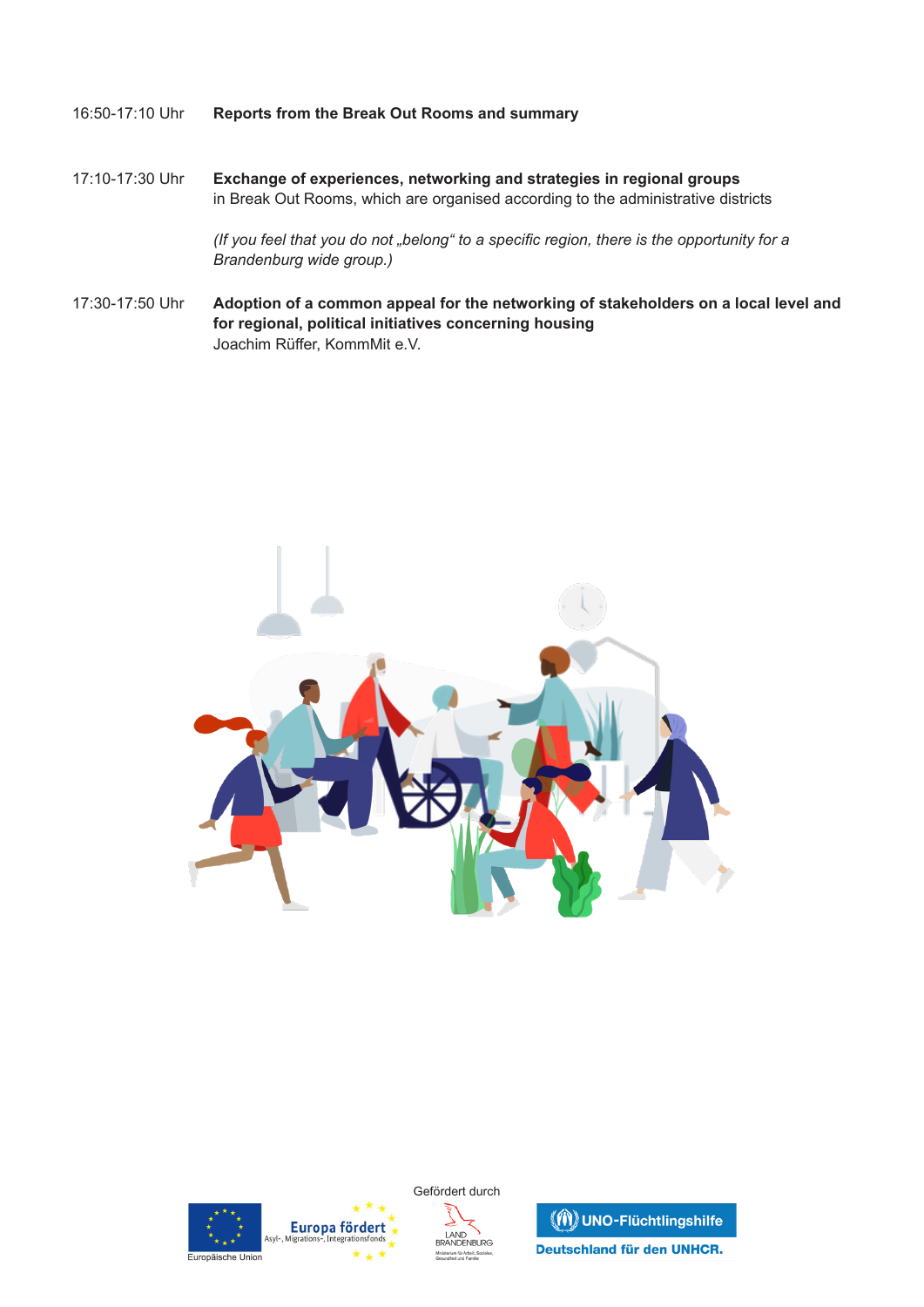16:50-17:10 Uhr **Reports from the Break Out Rooms and summary**

17:10-17:30 Uhr **Exchange of experiences, networking and strategies in regional groups**
in Break Out Rooms, which are organised according to the administrative districts

*(If you feel that you do not „belong" to a specific region, there is the opportunity for a Brandenburg wide group.)*

17:30-17:50 Uhr **Adoption of a common appeal for the networking of stakeholders on a local level and for regional, political initiatives concerning housing**
Joachim Rüffer, KommMit e.V.

Europäische Union

Europa fördert
Asyl-, Migrations-, Integrationsfonds

Gefördert durch

LAND BRANDENBURG
Ministerium für Arbeit, Soziales, Gesundheit und Familie

UNO-Flüchtlingshilfe
Deutschland für den UNHCR.